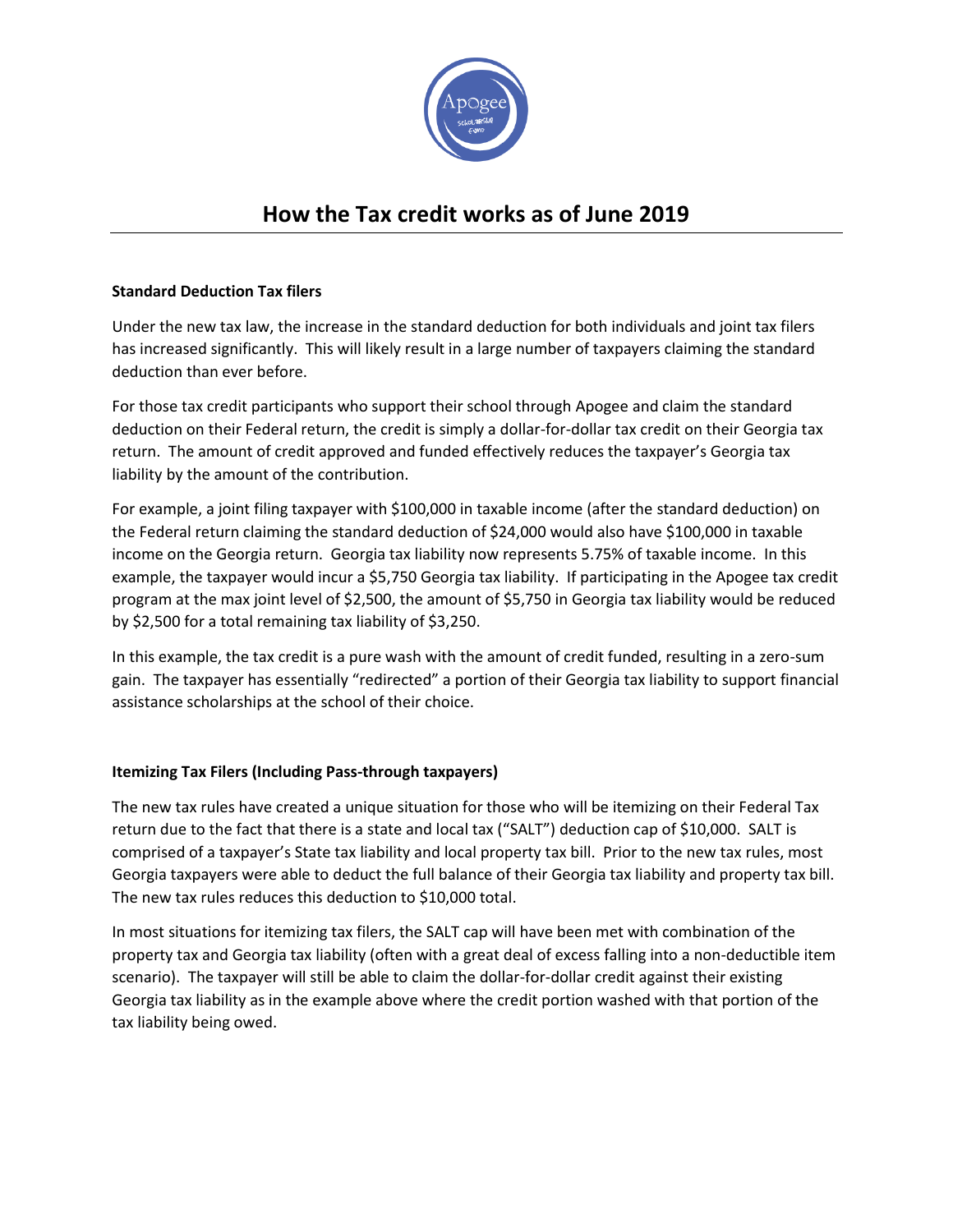# How the Tax credit works as of June 2019

**Standard Deduction Tax filers**

Under the new tax law, the increase in the standard deduction for both individuals and joint tax filers has increased significantly. This will likely result in a large number of taxpayers claiming the standard deduction than ever before.

For those tax credit participants who support their school through Apogee and claim the standard deduction on their Federal return, the credit is simply a dollar-for-dollar tax credit on their Georgia tax return. The amount of credit approved and funded effectively reduces the taxpayer's Georgia tax liability by the amount of the contribution.

For example, a joint filing taxpayer with $100,000 in taxable income (after the standard deduction) on the Federal return claiming the standard deduction of $24,000 would also have $100,000 in taxable income on the Georgia return. Georgia tax liability now represents 5.75% of taxable income. In this example, the taxpayer would incur a $5,750 Georgia tax liability. If participating in the Apogee tax credit program at the max joint level of $2,500, the amount of $5,750 in Georgia tax liability would be reduced by $2,500 for a total remaining tax liability of $3,250.

In this example, the tax credit is a pure wash with the amount of credit funded, resulting in a zero-sum gain. The taxpayer has essentially "redirected" a portion of their Georgia tax liability to support financial assistance scholarships at the school of their choice.

**Itemizing Tax Filers (Including Pass-through taxpayers)**

The new tax rules have created a unique situation for those who will be itemizing on their Federal Tax return due to the fact that there is a state and local tax ("SALT") deduction cap of $10,000. SALT is comprised of a taxpayer's State tax liability and local property tax bill. Prior to the new tax rules, most Georgia taxpayers were able to deduct the full balance of their Georgia tax liability and property tax bill. The new tax rules reduces this deduction to $10,000 total.

In most situations for itemizing tax filers, the SALT cap will have been met with combination of the property tax and Georgia tax liability (often with a great deal of excess falling into a non-deductible item scenario). The taxpayer will still be able to claim the dollar-for-dollar credit against their existing Georgia tax liability as in the example above where the credit portion washed with that portion of the tax liability being owed.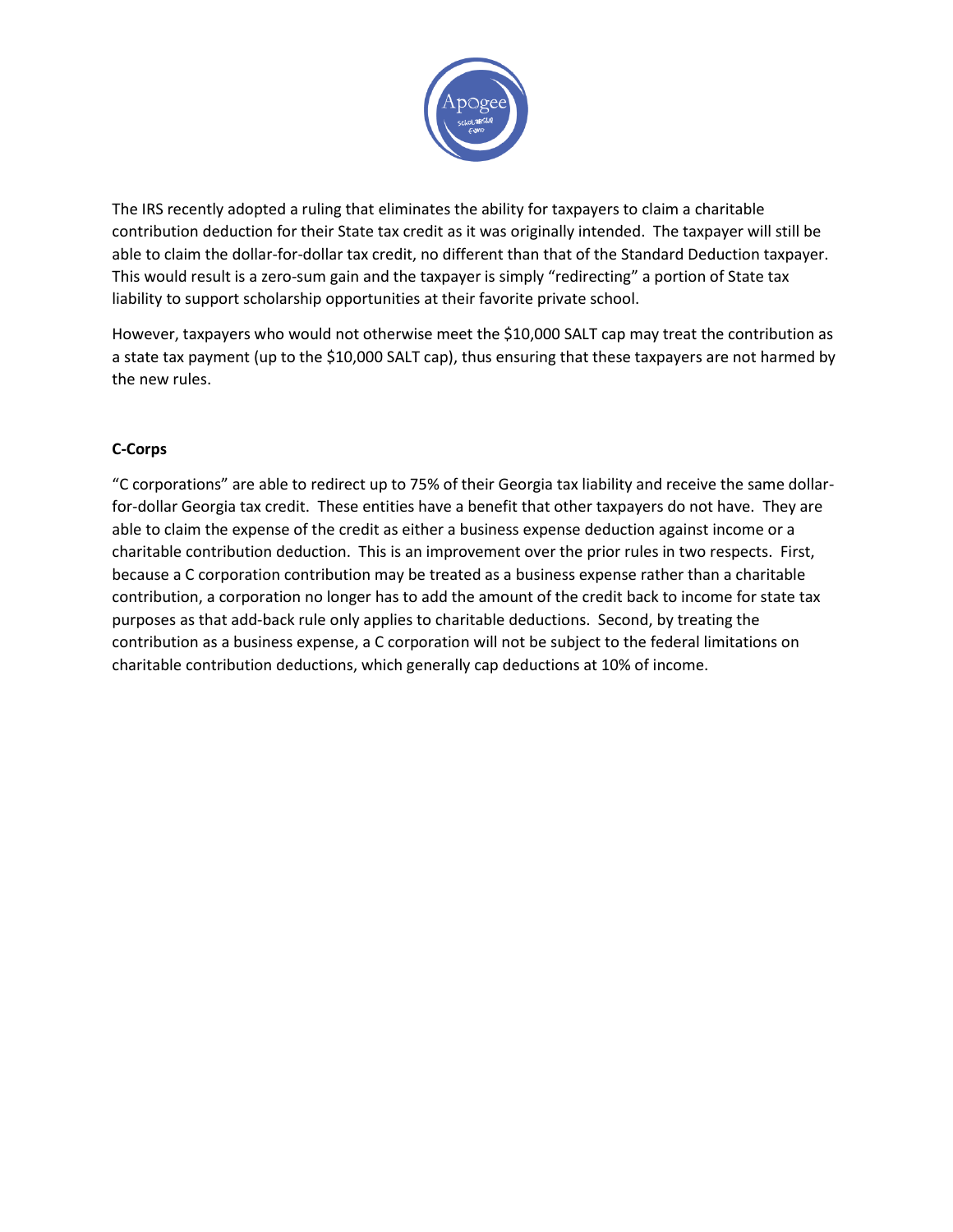The IRS recently adopted a ruling that eliminates the ability for taxpayers to claim a charitable contribution deduction for their State tax credit as it was originally intended. The taxpayer will still be able to claim the dollar-for-dollar tax credit, no different than that of the Standard Deduction taxpayer. This would result is a zero-sum gain and the taxpayer is simply "redirecting" a portion of State tax liability to support scholarship opportunities at their favorite private school.

However, taxpayers who would not otherwise meet the $10,000 SALT cap may treat the contribution as a state tax payment (up to the $10,000 SALT cap), thus ensuring that these taxpayers are not harmed by the new rules.

**C-Corps**

"C corporations" are able to redirect up to 75% of their Georgia tax liability and receive the same dollar-for-dollar Georgia tax credit. These entities have a benefit that other taxpayers do not have. They are able to claim the expense of the credit as either a business expense deduction against income or a charitable contribution deduction. This is an improvement over the prior rules in two respects. First, because a C corporation contribution may be treated as a business expense rather than a charitable contribution, a corporation no longer has to add the amount of the credit back to income for state tax purposes as that add-back rule only applies to charitable deductions. Second, by treating the contribution as a business expense, a C corporation will not be subject to the federal limitations on charitable contribution deductions, which generally cap deductions at 10% of income.